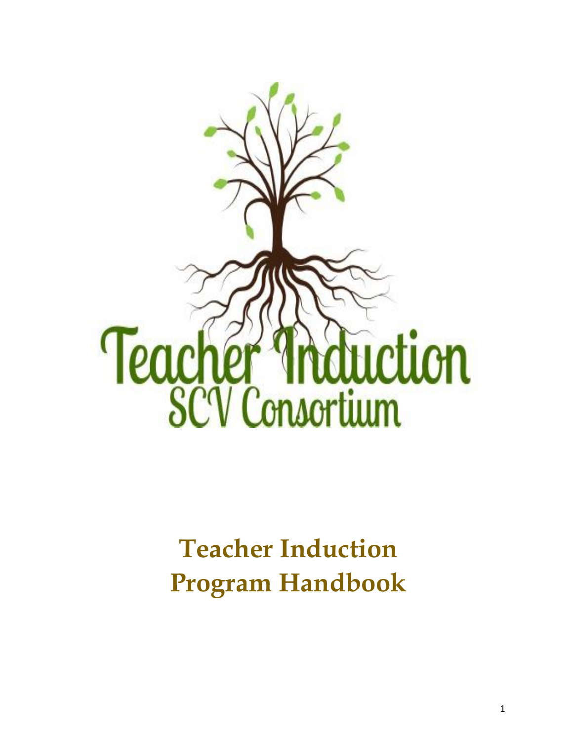Teacher Induction
SCV Consortium

# Teacher Induction Program Handbook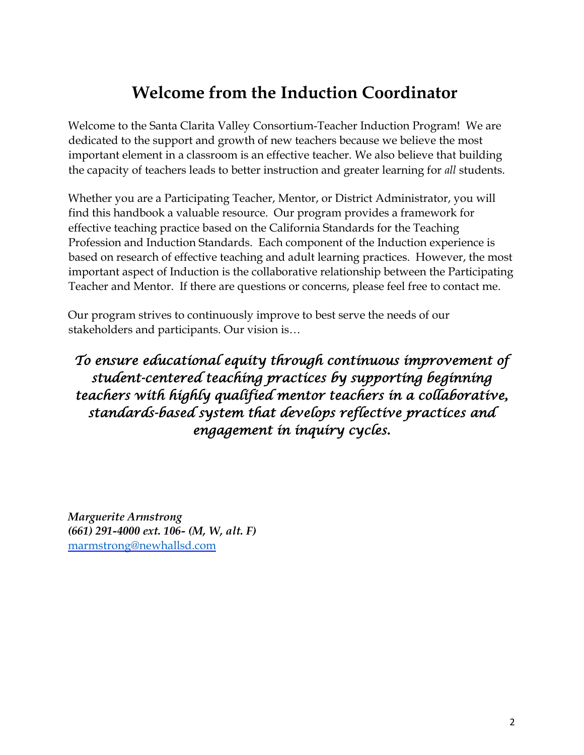# Welcome from the Induction Coordinator

Welcome to the Santa Clarita Valley Consortium-Teacher Induction Program! We are dedicated to the support and growth of new teachers because we believe the most important element in a classroom is an effective teacher. We also believe that building the capacity of teachers leads to better instruction and greater learning for *all* students.

Whether you are a Participating Teacher, Mentor, or District Administrator, you will find this handbook a valuable resource. Our program provides a framework for effective teaching practice based on the California Standards for the Teaching Profession and Induction Standards. Each component of the Induction experience is based on research of effective teaching and adult learning practices. However, the most important aspect of Induction is the collaborative relationship between the Participating Teacher and Mentor. If there are questions or concerns, please feel free to contact me.

Our program strives to continuously improve to best serve the needs of our stakeholders and participants. Our vision is…

*To ensure educational equity through continuous improvement of student-centered teaching practices by supporting beginning teachers with highly qualified mentor teachers in a collaborative, standards-based system that develops reflective practices and engagement in inquiry cycles.*

***Marguerite Armstrong***
***(661) 291-4000 ext. 106- (M, W, alt. F)***
marmstrong@newhallsd.com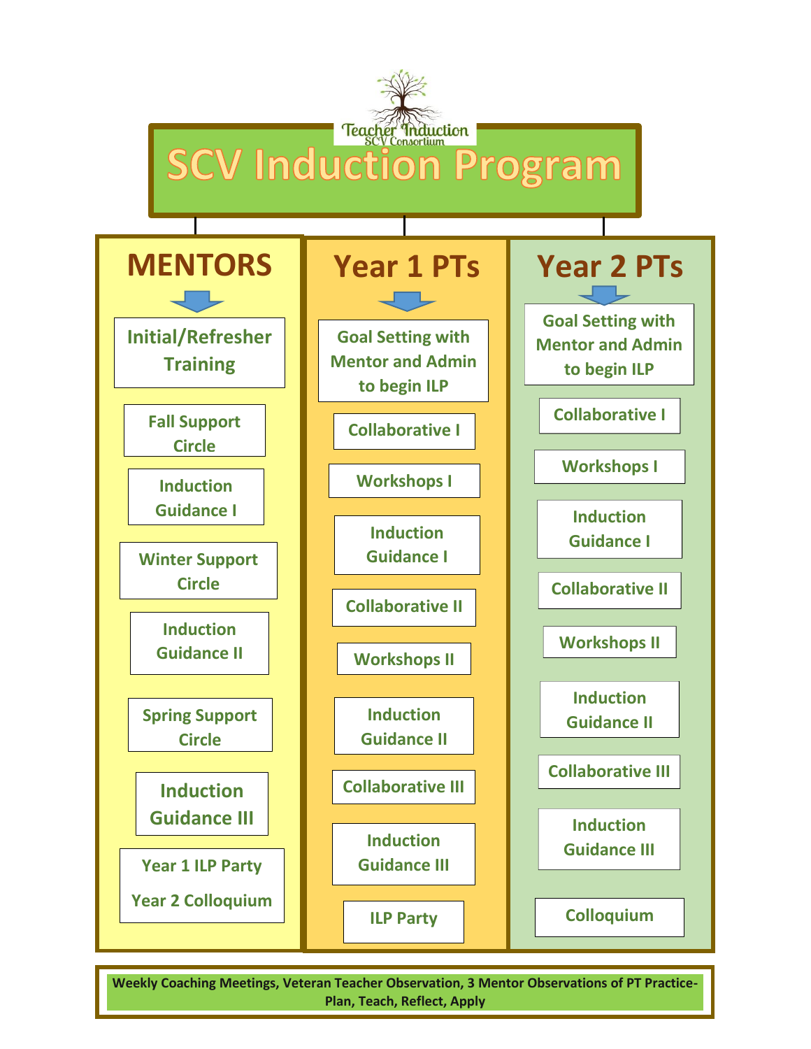Teacher Induction
SCV Consortium

# SCV Induction Program

## MENTORS

- Initial/Refresher Training
- Fall Support Circle
- Induction Guidance I
- Winter Support Circle
- Induction Guidance II
- Spring Support Circle
- Induction Guidance III
- Year 1 ILP Party
  Year 2 Colloquium

## Year 1 PTs

- Goal Setting with Mentor and Admin to begin ILP
- Collaborative I
- Workshops I
- Induction Guidance I
- Collaborative II
- Workshops II
- Induction Guidance II
- Collaborative III
- Induction Guidance III
- ILP Party

## Year 2 PTs

- Goal Setting with Mentor and Admin to begin ILP
- Collaborative I
- Workshops I
- Induction Guidance I
- Collaborative II
- Workshops II
- Induction Guidance II
- Collaborative III
- Induction Guidance III
- Colloquium

**Weekly Coaching Meetings, Veteran Teacher Observation, 3 Mentor Observations of PT Practice- Plan, Teach, Reflect, Apply**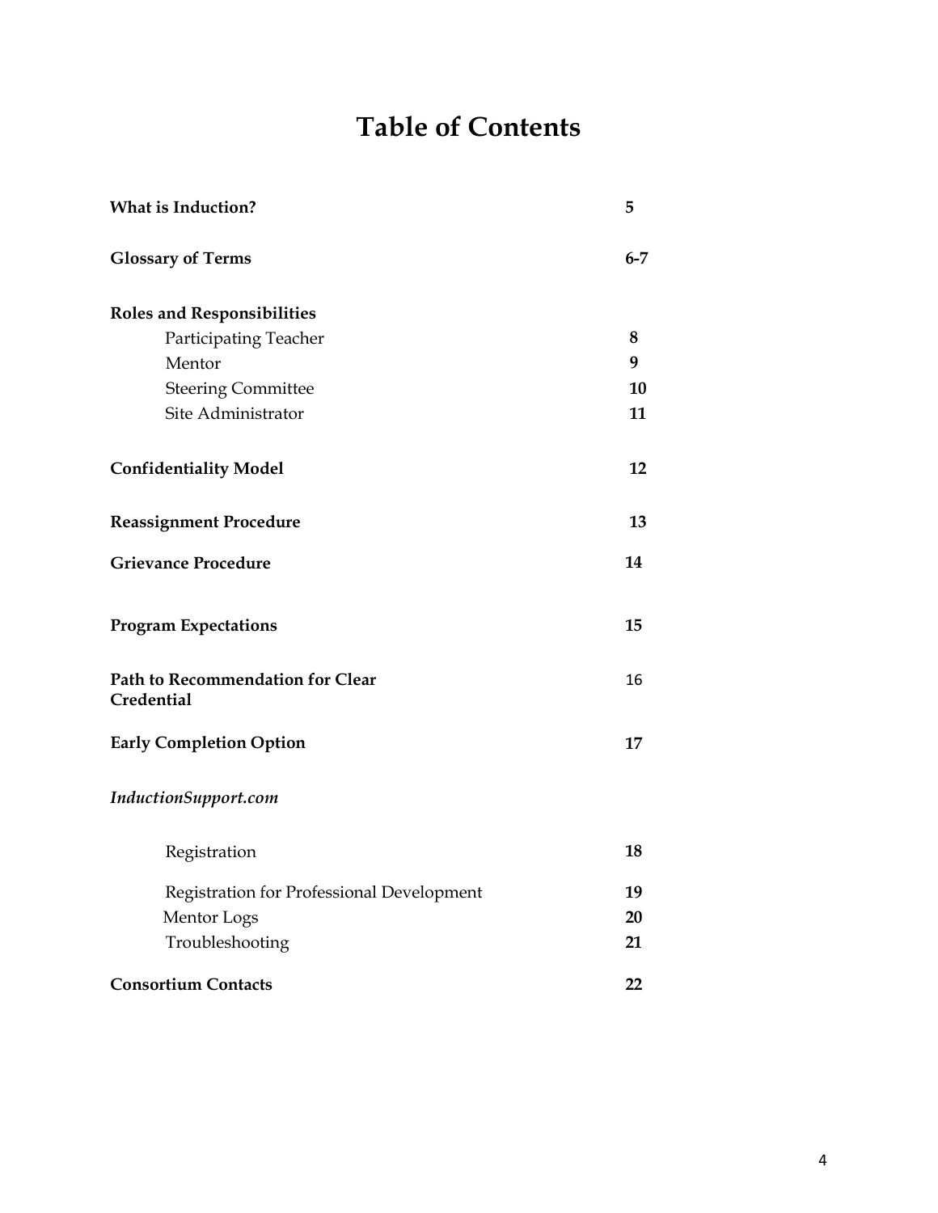# Table of Contents

| | |
|---|---|
| **What is Induction?** | **5** |
| **Glossary of Terms** | **6-7** |
| **Roles and Responsibilities** | |
| Participating Teacher | **8** |
| Mentor | **9** |
| Steering Committee | **10** |
| Site Administrator | **11** |
| **Confidentiality Model** | **12** |
| **Reassignment Procedure** | **13** |
| **Grievance Procedure** | **14** |
| **Program Expectations** | **15** |
| **Path to Recommendation for Clear Credential** | 16 |
| **Early Completion Option** | **17** |
| ***InductionSupport.com*** | |
| Registration | **18** |
| Registration for Professional Development | **19** |
| Mentor Logs | **20** |
| Troubleshooting | **21** |
| **Consortium Contacts** | **22** |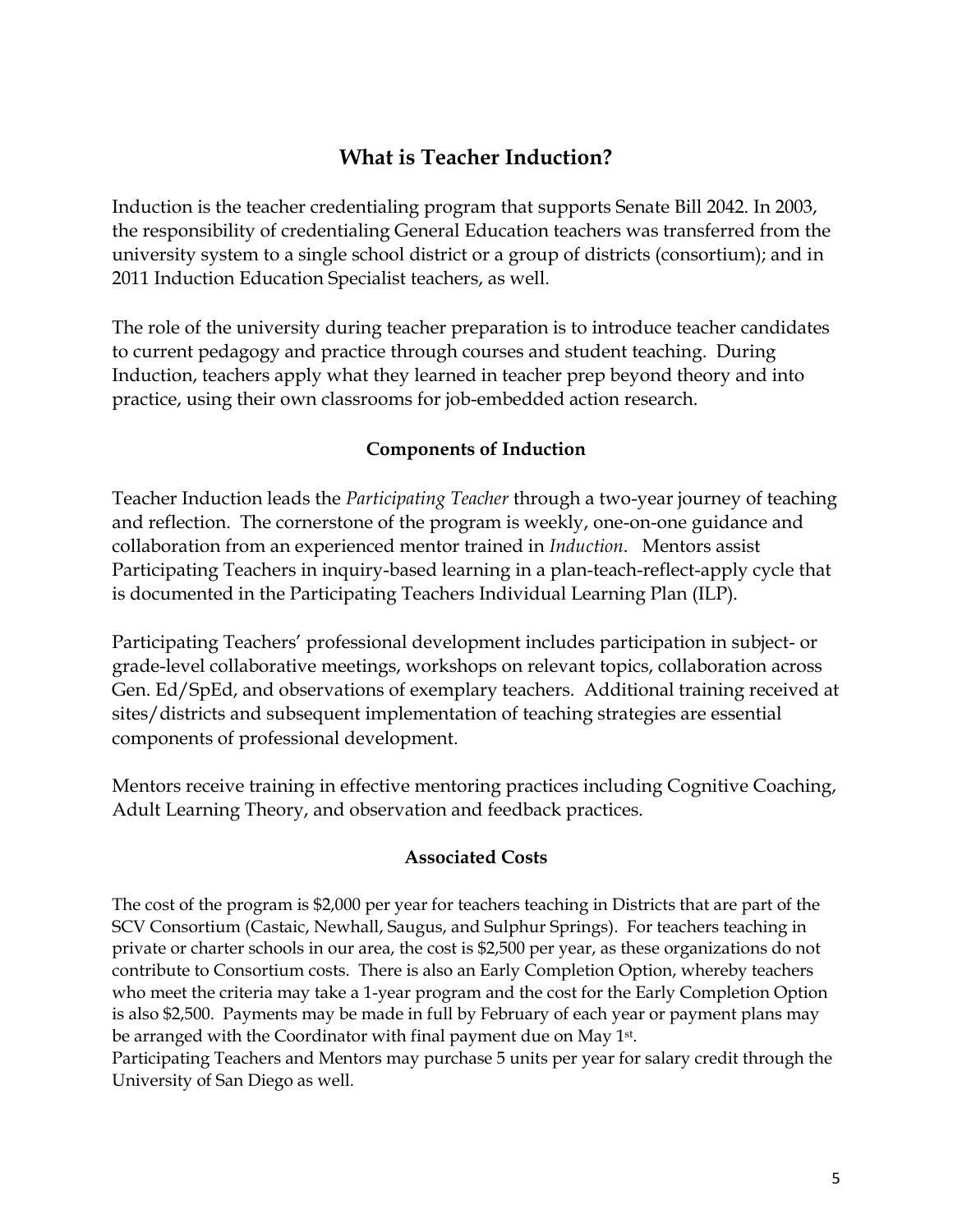## What is Teacher Induction?

Induction is the teacher credentialing program that supports Senate Bill 2042. In 2003, the responsibility of credentialing General Education teachers was transferred from the university system to a single school district or a group of districts (consortium); and in 2011 Induction Education Specialist teachers, as well.

The role of the university during teacher preparation is to introduce teacher candidates to current pedagogy and practice through courses and student teaching. During Induction, teachers apply what they learned in teacher prep beyond theory and into practice, using their own classrooms for job-embedded action research.

### Components of Induction

Teacher Induction leads the *Participating Teacher* through a two-year journey of teaching and reflection. The cornerstone of the program is weekly, one-on-one guidance and collaboration from an experienced mentor trained in *Induction*. Mentors assist Participating Teachers in inquiry-based learning in a plan-teach-reflect-apply cycle that is documented in the Participating Teachers Individual Learning Plan (ILP).

Participating Teachers' professional development includes participation in subject- or grade-level collaborative meetings, workshops on relevant topics, collaboration across Gen. Ed/SpEd, and observations of exemplary teachers. Additional training received at sites/districts and subsequent implementation of teaching strategies are essential components of professional development.

Mentors receive training in effective mentoring practices including Cognitive Coaching, Adult Learning Theory, and observation and feedback practices.

### Associated Costs

The cost of the program is $2,000 per year for teachers teaching in Districts that are part of the SCV Consortium (Castaic, Newhall, Saugus, and Sulphur Springs). For teachers teaching in private or charter schools in our area, the cost is $2,500 per year, as these organizations do not contribute to Consortium costs. There is also an Early Completion Option, whereby teachers who meet the criteria may take a 1-year program and the cost for the Early Completion Option is also $2,500. Payments may be made in full by February of each year or payment plans may be arranged with the Coordinator with final payment due on May 1st.
Participating Teachers and Mentors may purchase 5 units per year for salary credit through the University of San Diego as well.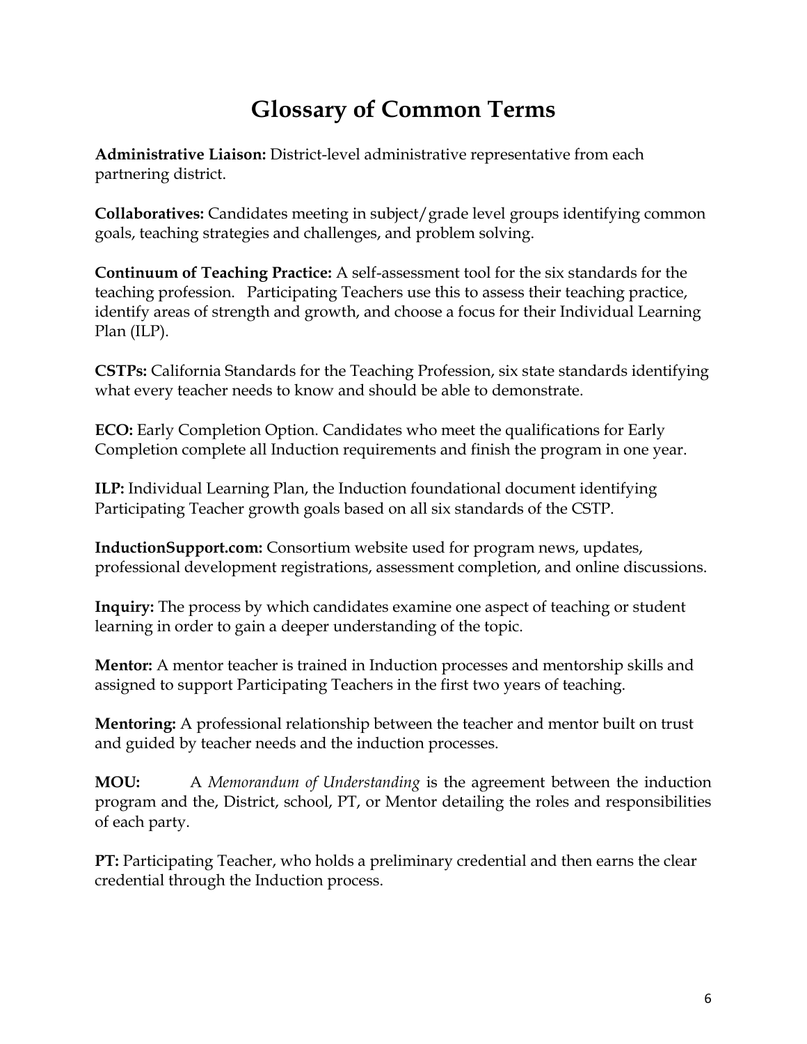# Glossary of Common Terms

**Administrative Liaison:** District-level administrative representative from each partnering district.

**Collaboratives:** Candidates meeting in subject/grade level groups identifying common goals, teaching strategies and challenges, and problem solving.

**Continuum of Teaching Practice:** A self-assessment tool for the six standards for the teaching profession. Participating Teachers use this to assess their teaching practice, identify areas of strength and growth, and choose a focus for their Individual Learning Plan (ILP).

**CSTPs:** California Standards for the Teaching Profession, six state standards identifying what every teacher needs to know and should be able to demonstrate.

**ECO:** Early Completion Option. Candidates who meet the qualifications for Early Completion complete all Induction requirements and finish the program in one year.

**ILP:** Individual Learning Plan, the Induction foundational document identifying Participating Teacher growth goals based on all six standards of the CSTP.

**InductionSupport.com:** Consortium website used for program news, updates, professional development registrations, assessment completion, and online discussions.

**Inquiry:** The process by which candidates examine one aspect of teaching or student learning in order to gain a deeper understanding of the topic.

**Mentor:** A mentor teacher is trained in Induction processes and mentorship skills and assigned to support Participating Teachers in the first two years of teaching.

**Mentoring:** A professional relationship between the teacher and mentor built on trust and guided by teacher needs and the induction processes.

**MOU:** A *Memorandum of Understanding* is the agreement between the induction program and the, District, school, PT, or Mentor detailing the roles and responsibilities of each party.

**PT:** Participating Teacher, who holds a preliminary credential and then earns the clear credential through the Induction process.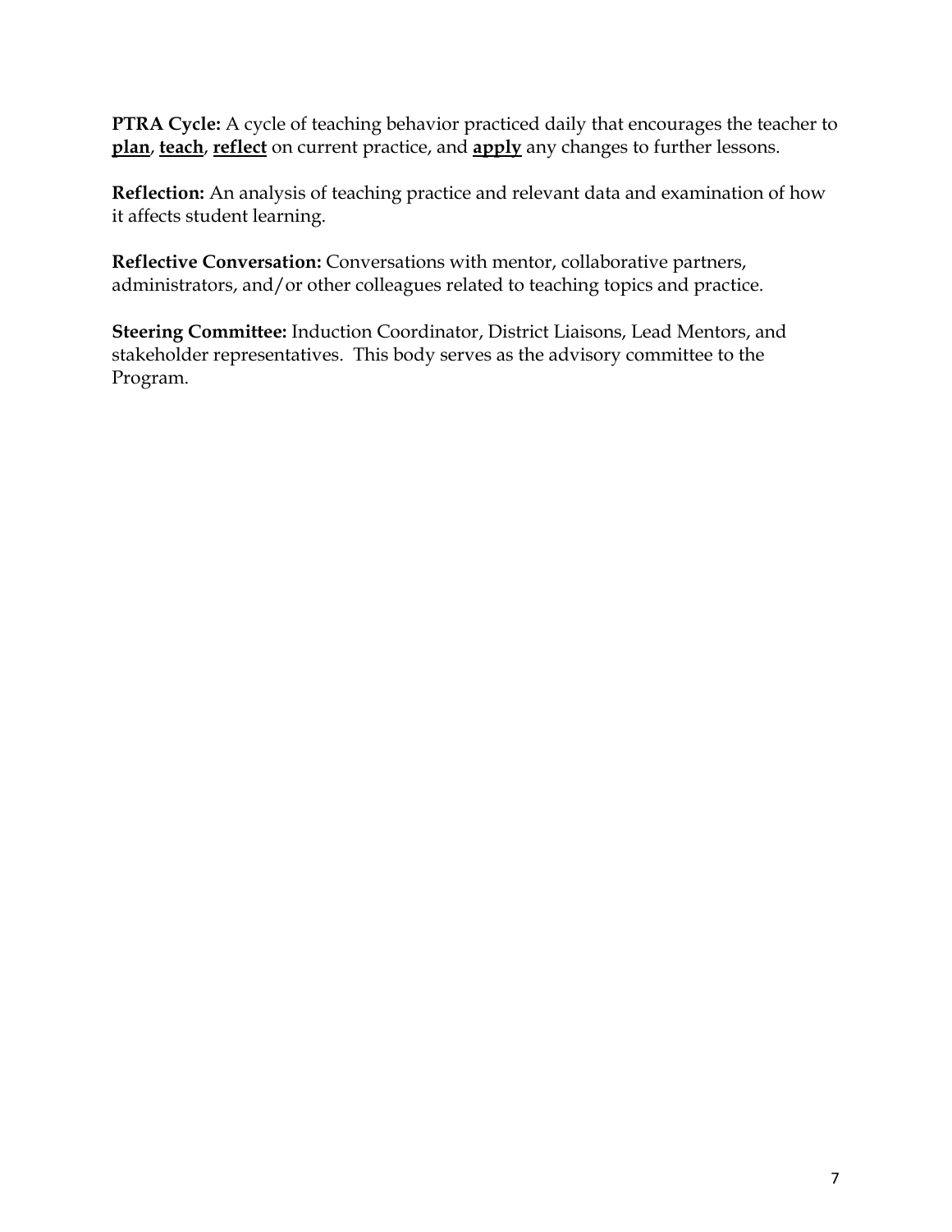**PTRA Cycle:** A cycle of teaching behavior practiced daily that encourages the teacher to **plan**, **teach**, **reflect** on current practice, and **apply** any changes to further lessons.

**Reflection:** An analysis of teaching practice and relevant data and examination of how it affects student learning.

**Reflective Conversation:** Conversations with mentor, collaborative partners, administrators, and/or other colleagues related to teaching topics and practice.

**Steering Committee:** Induction Coordinator, District Liaisons, Lead Mentors, and stakeholder representatives. This body serves as the advisory committee to the Program.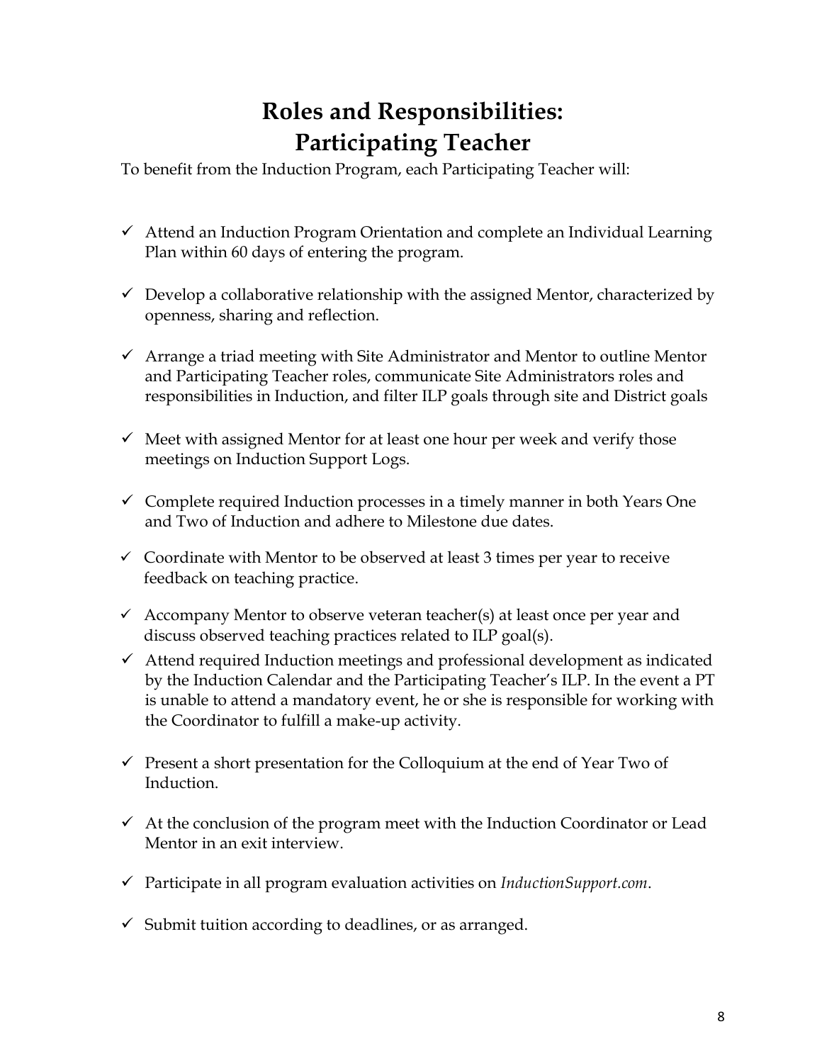# Roles and Responsibilities: Participating Teacher

To benefit from the Induction Program, each Participating Teacher will:

- ✓ Attend an Induction Program Orientation and complete an Individual Learning Plan within 60 days of entering the program.
- ✓ Develop a collaborative relationship with the assigned Mentor, characterized by openness, sharing and reflection.
- ✓ Arrange a triad meeting with Site Administrator and Mentor to outline Mentor and Participating Teacher roles, communicate Site Administrators roles and responsibilities in Induction, and filter ILP goals through site and District goals
- ✓ Meet with assigned Mentor for at least one hour per week and verify those meetings on Induction Support Logs.
- ✓ Complete required Induction processes in a timely manner in both Years One and Two of Induction and adhere to Milestone due dates.
- ✓ Coordinate with Mentor to be observed at least 3 times per year to receive feedback on teaching practice.
- ✓ Accompany Mentor to observe veteran teacher(s) at least once per year and discuss observed teaching practices related to ILP goal(s).
- ✓ Attend required Induction meetings and professional development as indicated by the Induction Calendar and the Participating Teacher's ILP. In the event a PT is unable to attend a mandatory event, he or she is responsible for working with the Coordinator to fulfill a make-up activity.
- ✓ Present a short presentation for the Colloquium at the end of Year Two of Induction.
- ✓ At the conclusion of the program meet with the Induction Coordinator or Lead Mentor in an exit interview.
- ✓ Participate in all program evaluation activities on *InductionSupport.com*.
- ✓ Submit tuition according to deadlines, or as arranged.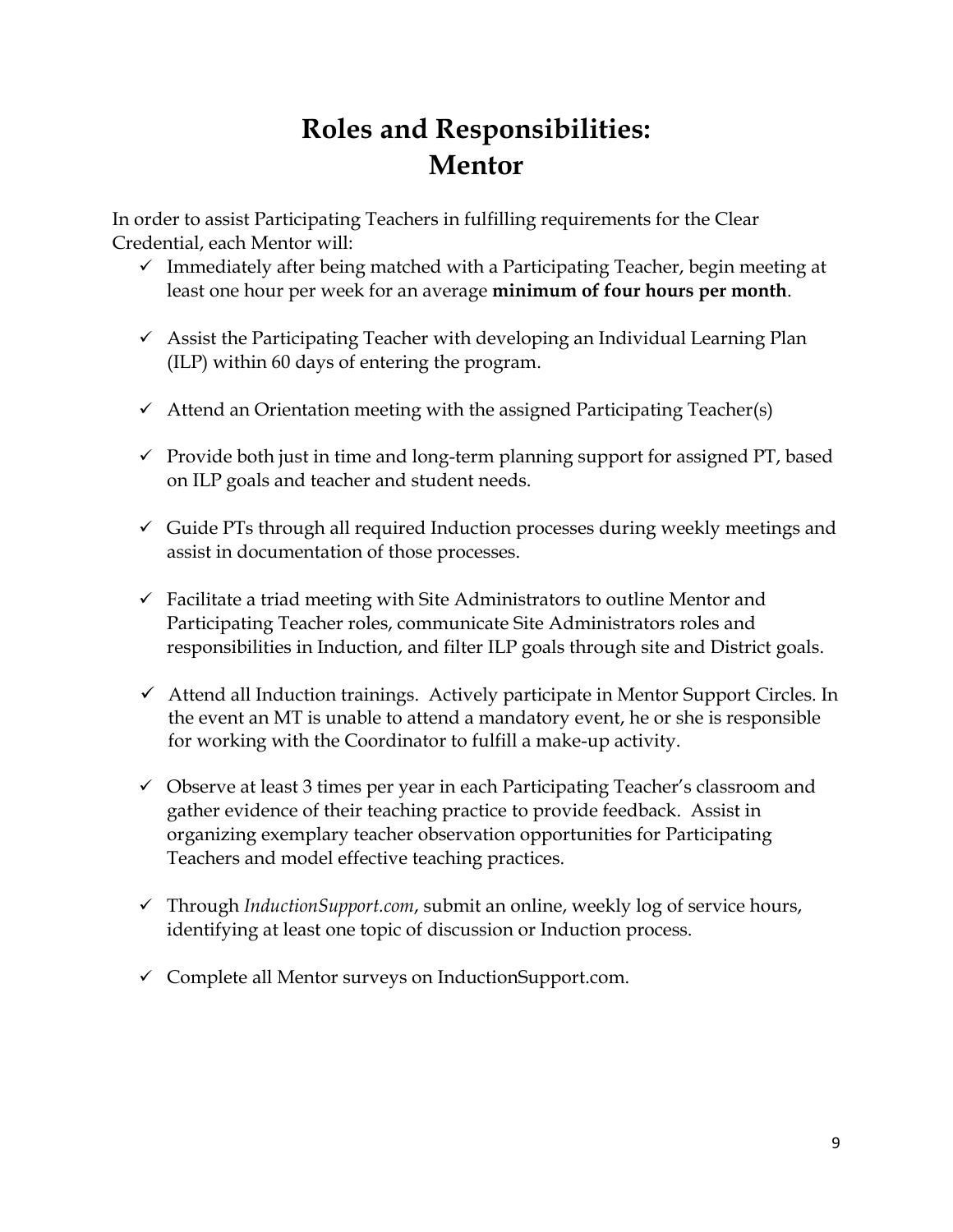# Roles and Responsibilities: Mentor

In order to assist Participating Teachers in fulfilling requirements for the Clear Credential, each Mentor will:

- ✓ Immediately after being matched with a Participating Teacher, begin meeting at least one hour per week for an average **minimum of four hours per month**.
- ✓ Assist the Participating Teacher with developing an Individual Learning Plan (ILP) within 60 days of entering the program.
- ✓ Attend an Orientation meeting with the assigned Participating Teacher(s)
- ✓ Provide both just in time and long-term planning support for assigned PT, based on ILP goals and teacher and student needs.
- ✓ Guide PTs through all required Induction processes during weekly meetings and assist in documentation of those processes.
- ✓ Facilitate a triad meeting with Site Administrators to outline Mentor and Participating Teacher roles, communicate Site Administrators roles and responsibilities in Induction, and filter ILP goals through site and District goals.
- ✓ Attend all Induction trainings. Actively participate in Mentor Support Circles. In the event an MT is unable to attend a mandatory event, he or she is responsible for working with the Coordinator to fulfill a make-up activity.
- ✓ Observe at least 3 times per year in each Participating Teacher's classroom and gather evidence of their teaching practice to provide feedback. Assist in organizing exemplary teacher observation opportunities for Participating Teachers and model effective teaching practices.
- ✓ Through *InductionSupport.com*, submit an online, weekly log of service hours, identifying at least one topic of discussion or Induction process.
- ✓ Complete all Mentor surveys on InductionSupport.com.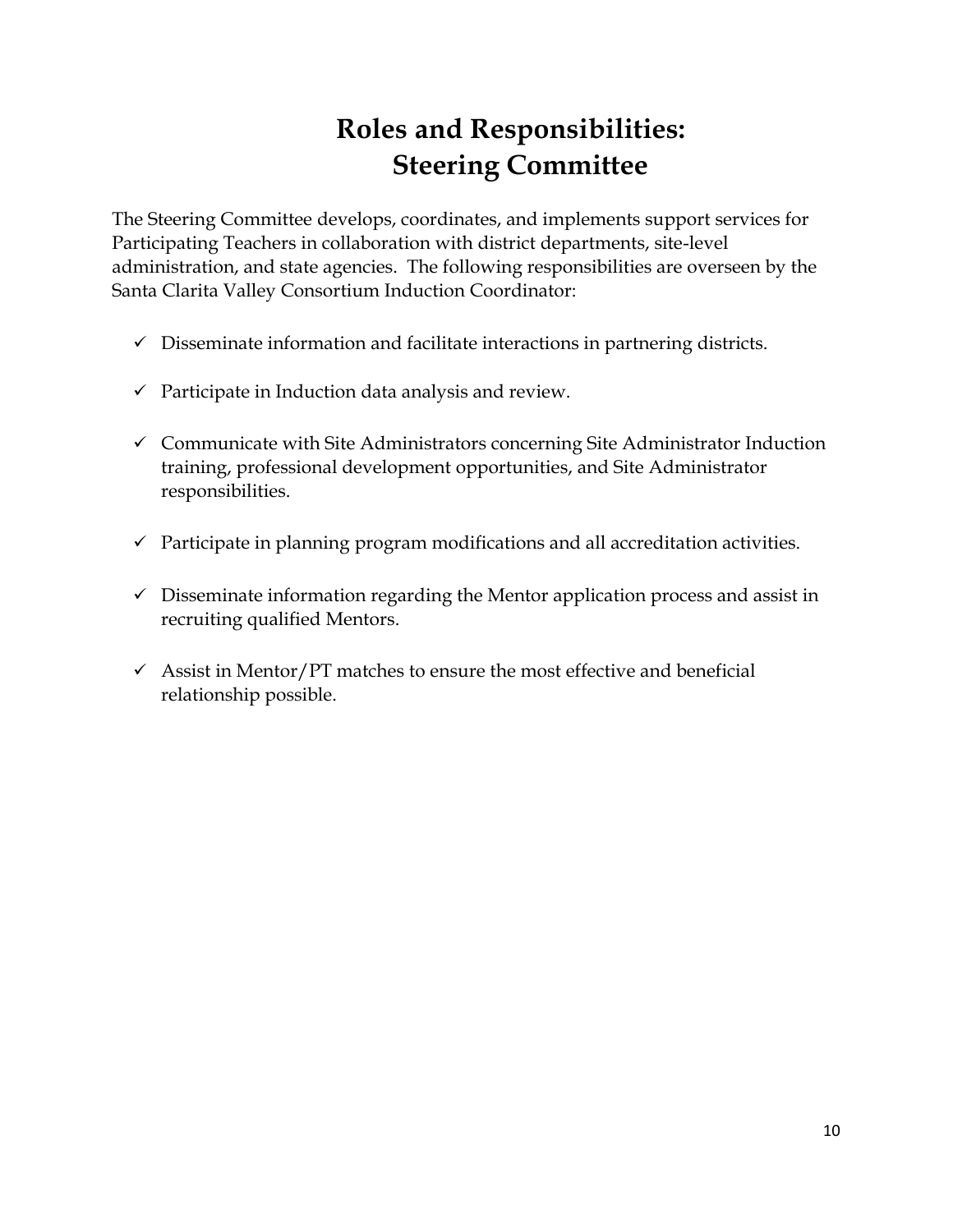# Roles and Responsibilities: Steering Committee

The Steering Committee develops, coordinates, and implements support services for Participating Teachers in collaboration with district departments, site-level administration, and state agencies. The following responsibilities are overseen by the Santa Clarita Valley Consortium Induction Coordinator:

- ✓ Disseminate information and facilitate interactions in partnering districts.
- ✓ Participate in Induction data analysis and review.
- ✓ Communicate with Site Administrators concerning Site Administrator Induction training, professional development opportunities, and Site Administrator responsibilities.
- ✓ Participate in planning program modifications and all accreditation activities.
- ✓ Disseminate information regarding the Mentor application process and assist in recruiting qualified Mentors.
- ✓ Assist in Mentor/PT matches to ensure the most effective and beneficial relationship possible.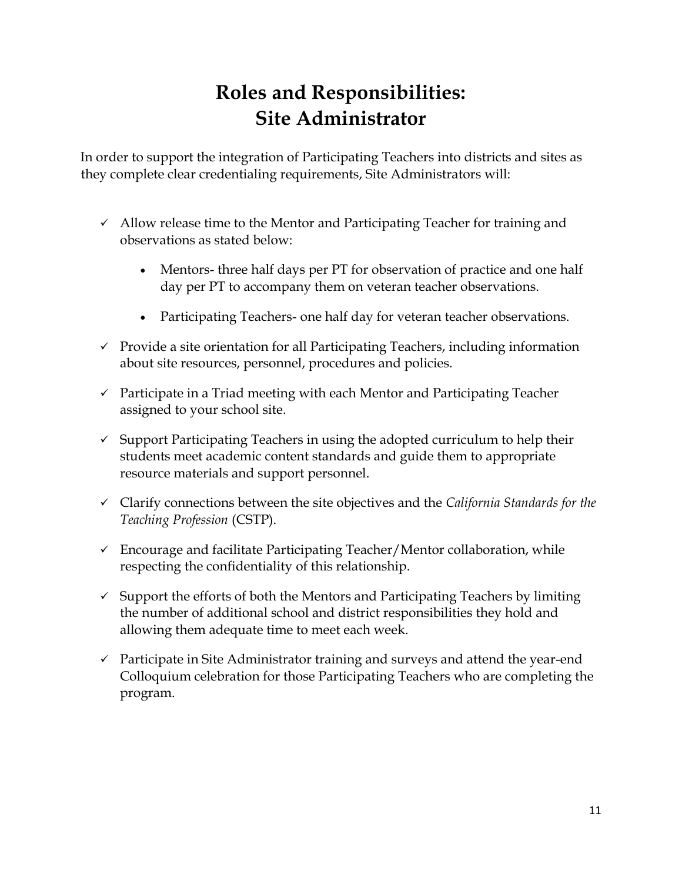# Roles and Responsibilities: Site Administrator

In order to support the integration of Participating Teachers into districts and sites as they complete clear credentialing requirements, Site Administrators will:

- ✓ Allow release time to the Mentor and Participating Teacher for training and observations as stated below:
  - Mentors- three half days per PT for observation of practice and one half day per PT to accompany them on veteran teacher observations.
  - Participating Teachers- one half day for veteran teacher observations.
- ✓ Provide a site orientation for all Participating Teachers, including information about site resources, personnel, procedures and policies.
- ✓ Participate in a Triad meeting with each Mentor and Participating Teacher assigned to your school site.
- ✓ Support Participating Teachers in using the adopted curriculum to help their students meet academic content standards and guide them to appropriate resource materials and support personnel.
- ✓ Clarify connections between the site objectives and the *California Standards for the Teaching Profession* (CSTP).
- ✓ Encourage and facilitate Participating Teacher/Mentor collaboration, while respecting the confidentiality of this relationship.
- ✓ Support the efforts of both the Mentors and Participating Teachers by limiting the number of additional school and district responsibilities they hold and allowing them adequate time to meet each week.
- ✓ Participate in Site Administrator training and surveys and attend the year-end Colloquium celebration for those Participating Teachers who are completing the program.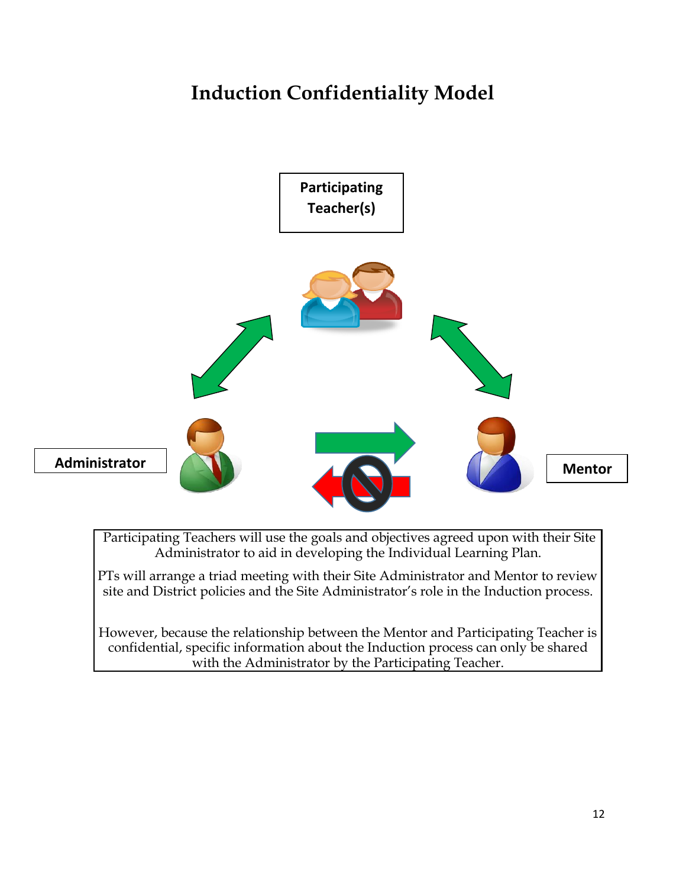# Induction Confidentiality Model

**Participating Teacher(s)**

**Administrator**

**Mentor**

Participating Teachers will use the goals and objectives agreed upon with their Site Administrator to aid in developing the Individual Learning Plan.

PTs will arrange a triad meeting with their Site Administrator and Mentor to review site and District policies and the Site Administrator's role in the Induction process.

However, because the relationship between the Mentor and Participating Teacher is confidential, specific information about the Induction process can only be shared with the Administrator by the Participating Teacher.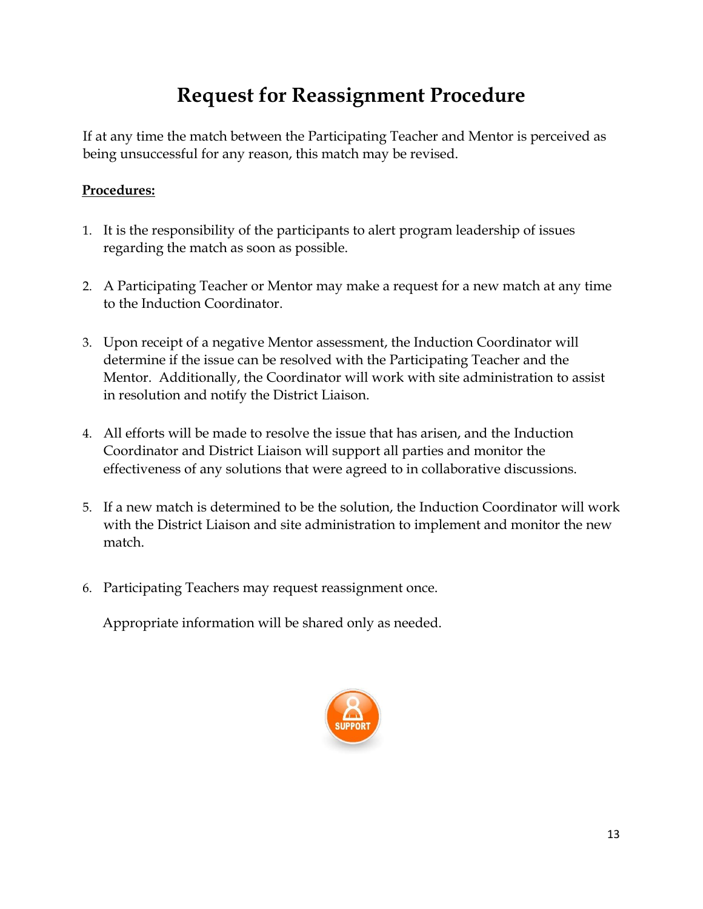# Request for Reassignment Procedure

If at any time the match between the Participating Teacher and Mentor is perceived as being unsuccessful for any reason, this match may be revised.

**Procedures:**

1. It is the responsibility of the participants to alert program leadership of issues regarding the match as soon as possible.

2. A Participating Teacher or Mentor may make a request for a new match at any time to the Induction Coordinator.

3. Upon receipt of a negative Mentor assessment, the Induction Coordinator will determine if the issue can be resolved with the Participating Teacher and the Mentor. Additionally, the Coordinator will work with site administration to assist in resolution and notify the District Liaison.

4. All efforts will be made to resolve the issue that has arisen, and the Induction Coordinator and District Liaison will support all parties and monitor the effectiveness of any solutions that were agreed to in collaborative discussions.

5. If a new match is determined to be the solution, the Induction Coordinator will work with the District Liaison and site administration to implement and monitor the new match.

6. Participating Teachers may request reassignment once.

   Appropriate information will be shared only as needed.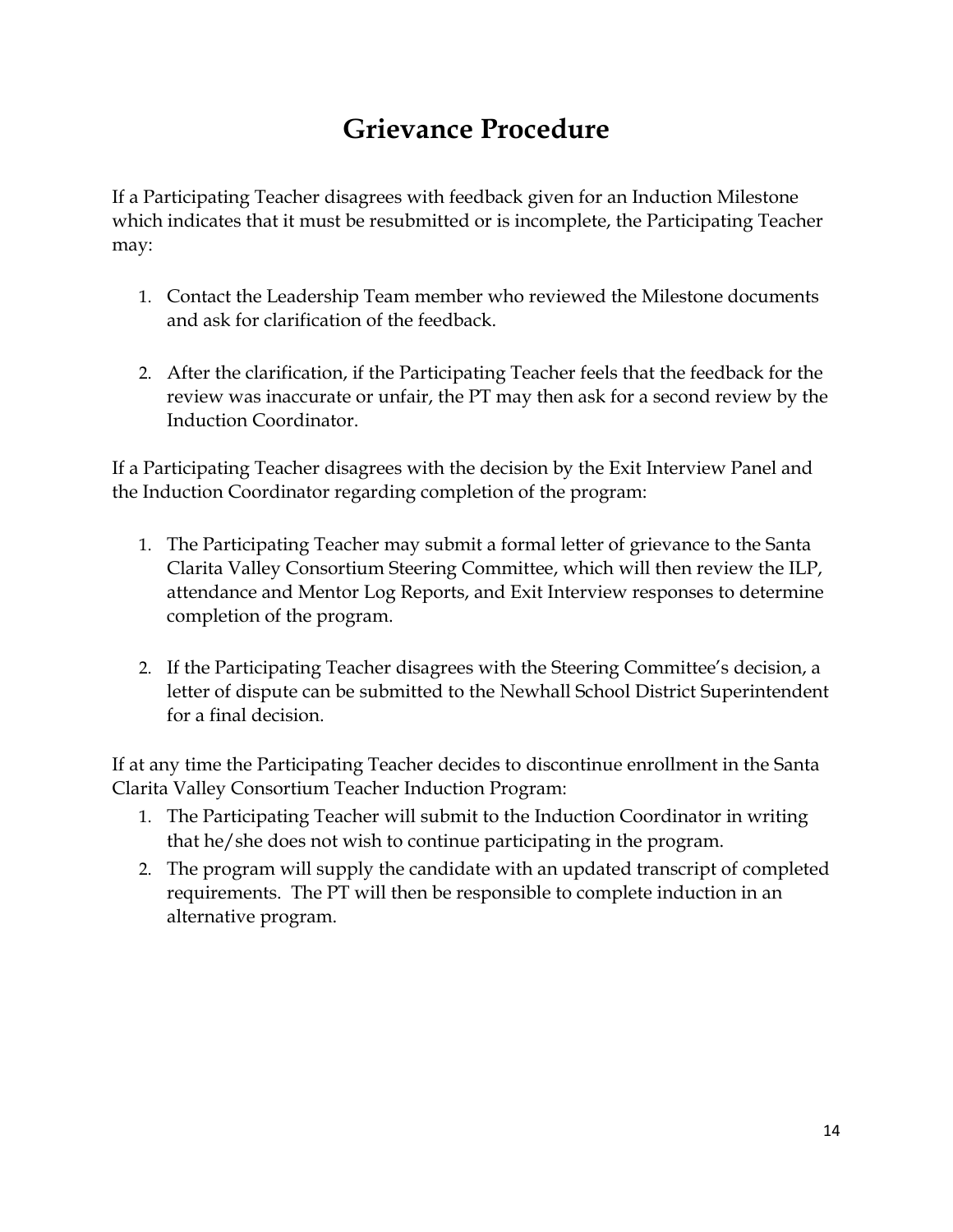# Grievance Procedure

If a Participating Teacher disagrees with feedback given for an Induction Milestone which indicates that it must be resubmitted or is incomplete, the Participating Teacher may:

1. Contact the Leadership Team member who reviewed the Milestone documents and ask for clarification of the feedback.

2. After the clarification, if the Participating Teacher feels that the feedback for the review was inaccurate or unfair, the PT may then ask for a second review by the Induction Coordinator.

If a Participating Teacher disagrees with the decision by the Exit Interview Panel and the Induction Coordinator regarding completion of the program:

1. The Participating Teacher may submit a formal letter of grievance to the Santa Clarita Valley Consortium Steering Committee, which will then review the ILP, attendance and Mentor Log Reports, and Exit Interview responses to determine completion of the program.

2. If the Participating Teacher disagrees with the Steering Committee's decision, a letter of dispute can be submitted to the Newhall School District Superintendent for a final decision.

If at any time the Participating Teacher decides to discontinue enrollment in the Santa Clarita Valley Consortium Teacher Induction Program:

1. The Participating Teacher will submit to the Induction Coordinator in writing that he/she does not wish to continue participating in the program.
2. The program will supply the candidate with an updated transcript of completed requirements. The PT will then be responsible to complete induction in an alternative program.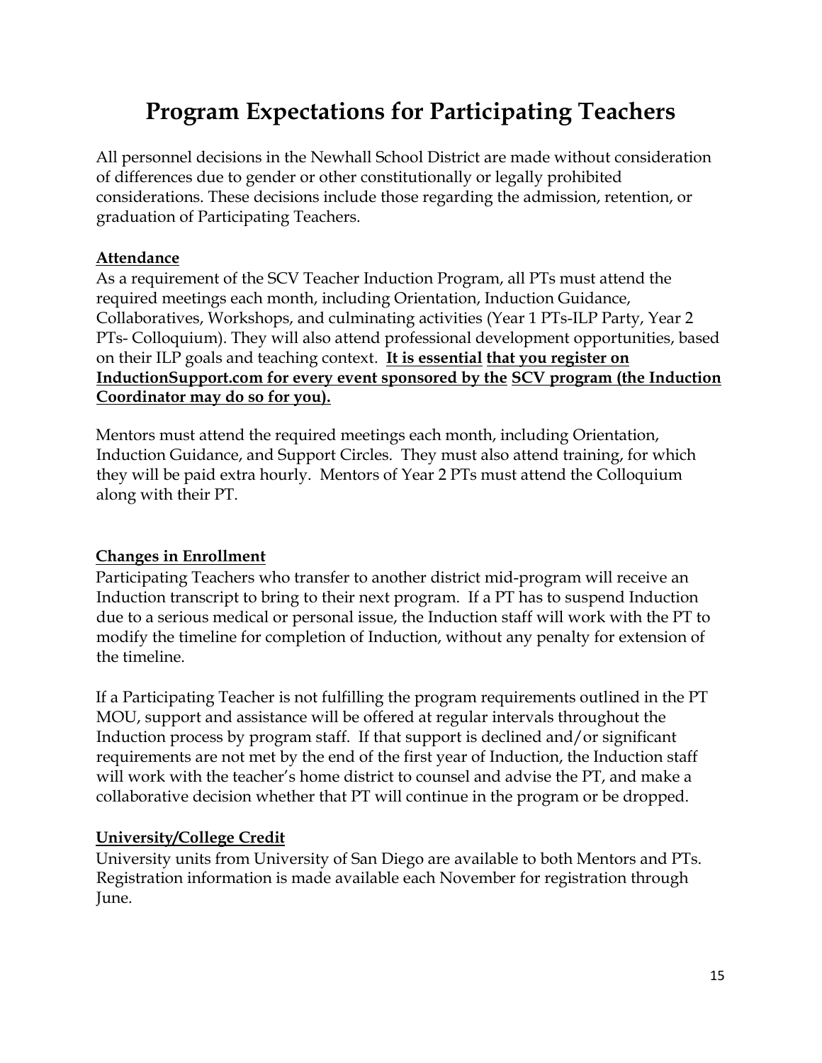# Program Expectations for Participating Teachers

All personnel decisions in the Newhall School District are made without consideration of differences due to gender or other constitutionally or legally prohibited considerations. These decisions include those regarding the admission, retention, or graduation of Participating Teachers.

**Attendance**

As a requirement of the SCV Teacher Induction Program, all PTs must attend the required meetings each month, including Orientation, Induction Guidance, Collaboratives, Workshops, and culminating activities (Year 1 PTs-ILP Party, Year 2 PTs- Colloquium). They will also attend professional development opportunities, based on their ILP goals and teaching context. **It is essential that you register on InductionSupport.com for every event sponsored by the SCV program (the Induction Coordinator may do so for you).**

Mentors must attend the required meetings each month, including Orientation, Induction Guidance, and Support Circles. They must also attend training, for which they will be paid extra hourly. Mentors of Year 2 PTs must attend the Colloquium along with their PT.

**Changes in Enrollment**

Participating Teachers who transfer to another district mid-program will receive an Induction transcript to bring to their next program. If a PT has to suspend Induction due to a serious medical or personal issue, the Induction staff will work with the PT to modify the timeline for completion of Induction, without any penalty for extension of the timeline.

If a Participating Teacher is not fulfilling the program requirements outlined in the PT MOU, support and assistance will be offered at regular intervals throughout the Induction process by program staff. If that support is declined and/or significant requirements are not met by the end of the first year of Induction, the Induction staff will work with the teacher's home district to counsel and advise the PT, and make a collaborative decision whether that PT will continue in the program or be dropped.

**University/College Credit**

University units from University of San Diego are available to both Mentors and PTs. Registration information is made available each November for registration through June.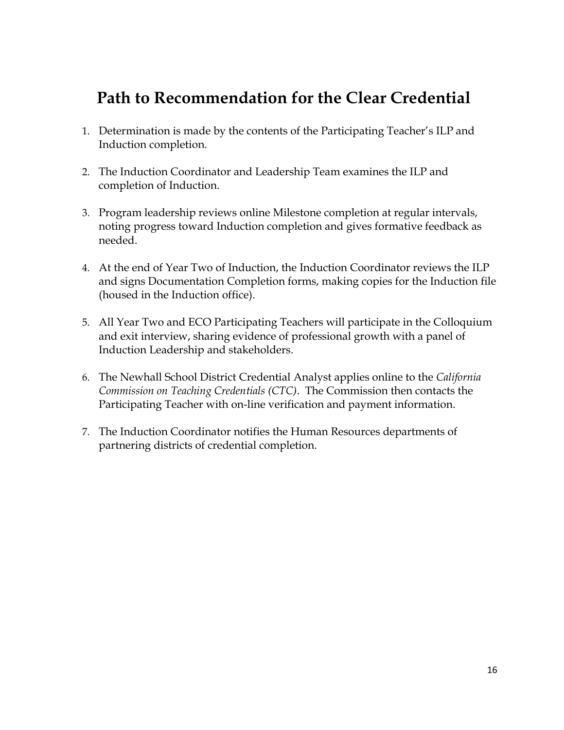# Path to Recommendation for the Clear Credential

1. Determination is made by the contents of the Participating Teacher's ILP and Induction completion.

2. The Induction Coordinator and Leadership Team examines the ILP and completion of Induction.

3. Program leadership reviews online Milestone completion at regular intervals, noting progress toward Induction completion and gives formative feedback as needed.

4. At the end of Year Two of Induction, the Induction Coordinator reviews the ILP and signs Documentation Completion forms, making copies for the Induction file (housed in the Induction office).

5. All Year Two and ECO Participating Teachers will participate in the Colloquium and exit interview, sharing evidence of professional growth with a panel of Induction Leadership and stakeholders.

6. The Newhall School District Credential Analyst applies online to the *California Commission on Teaching Credentials (CTC)*. The Commission then contacts the Participating Teacher with on-line verification and payment information.

7. The Induction Coordinator notifies the Human Resources departments of partnering districts of credential completion.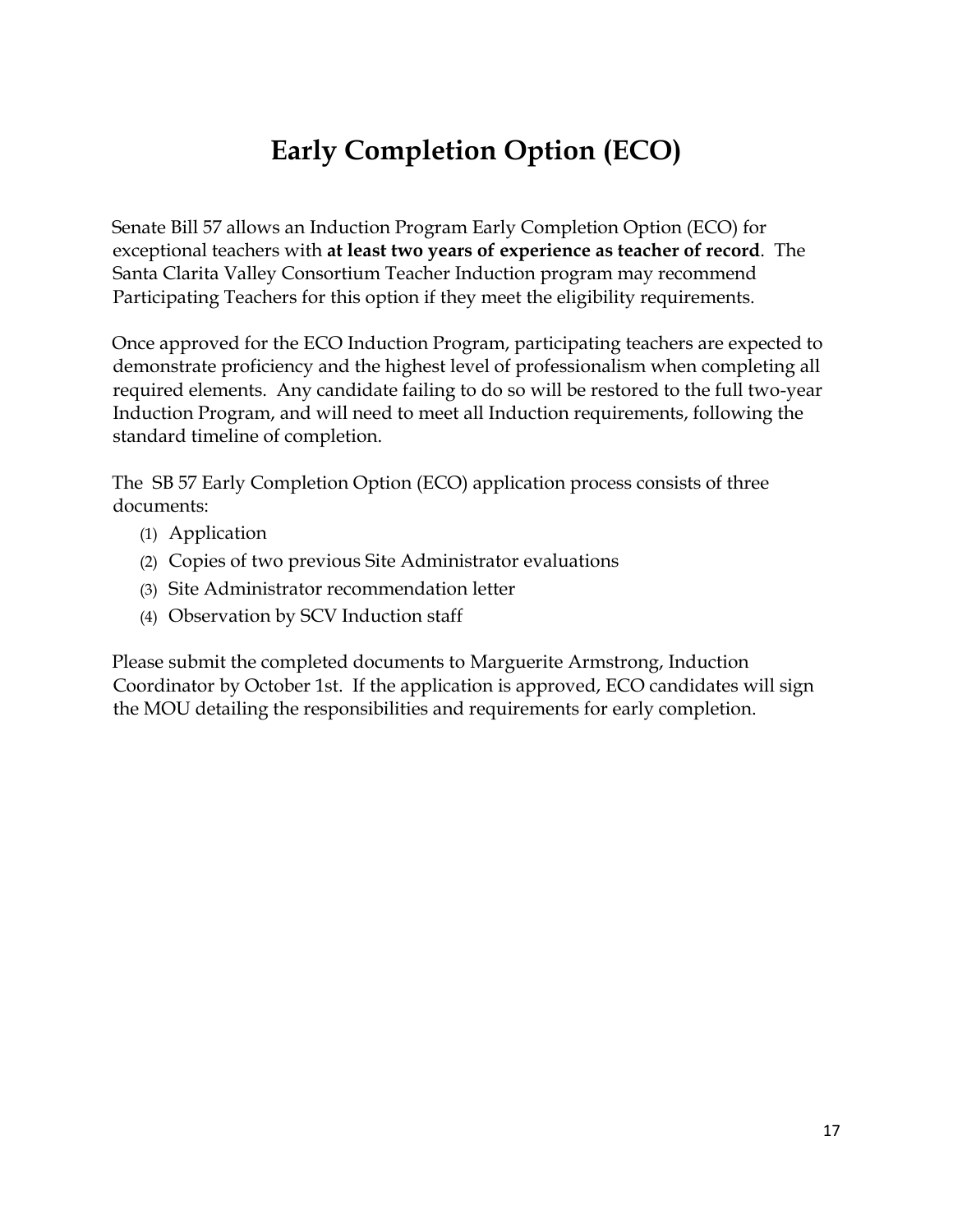# Early Completion Option (ECO)

Senate Bill 57 allows an Induction Program Early Completion Option (ECO) for exceptional teachers with **at least two years of experience as teacher of record**. The Santa Clarita Valley Consortium Teacher Induction program may recommend Participating Teachers for this option if they meet the eligibility requirements.

Once approved for the ECO Induction Program, participating teachers are expected to demonstrate proficiency and the highest level of professionalism when completing all required elements. Any candidate failing to do so will be restored to the full two-year Induction Program, and will need to meet all Induction requirements, following the standard timeline of completion.

The SB 57 Early Completion Option (ECO) application process consists of three documents:

(1) Application
(2) Copies of two previous Site Administrator evaluations
(3) Site Administrator recommendation letter
(4) Observation by SCV Induction staff

Please submit the completed documents to Marguerite Armstrong, Induction Coordinator by October 1st. If the application is approved, ECO candidates will sign the MOU detailing the responsibilities and requirements for early completion.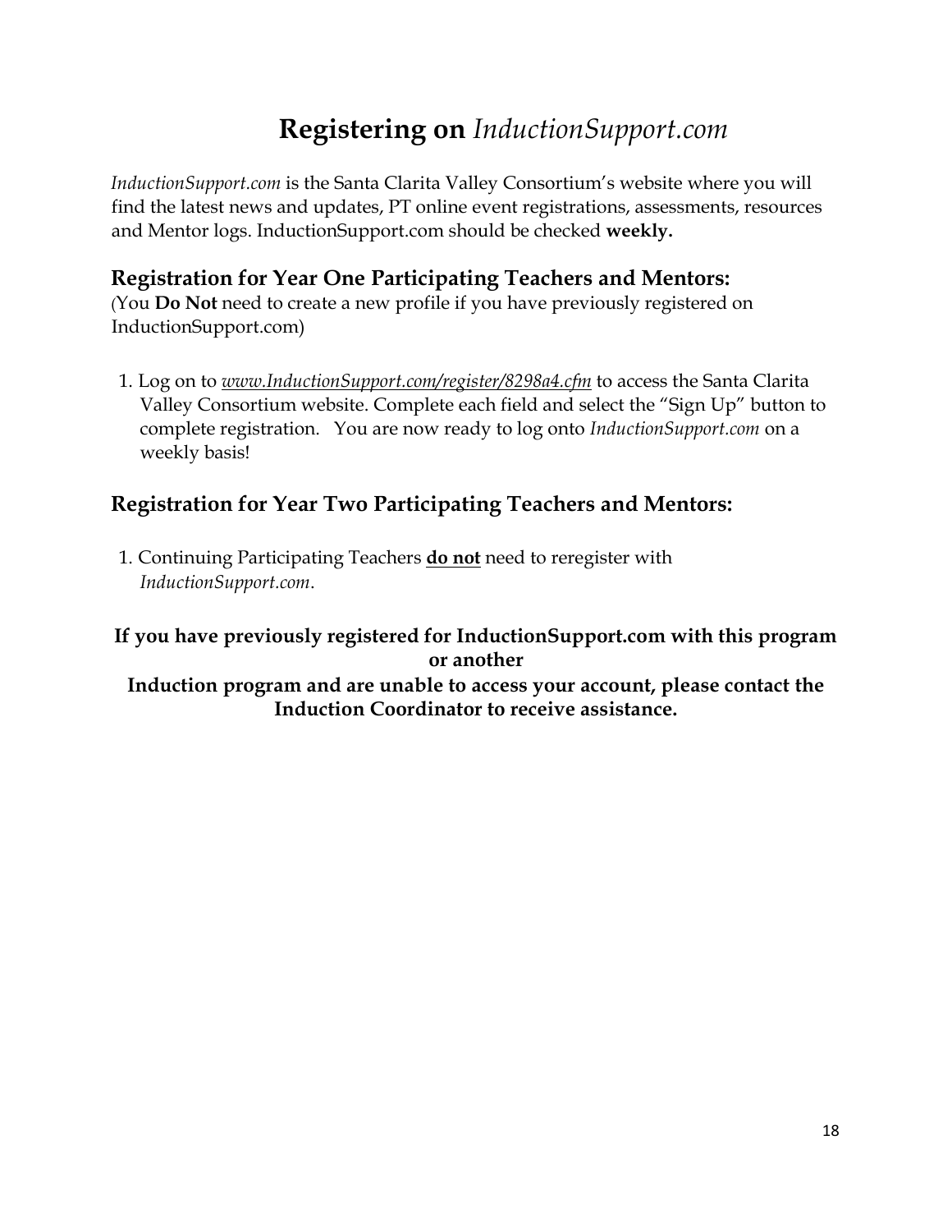# **Registering on** *InductionSupport.com*

*InductionSupport.com* is the Santa Clarita Valley Consortium's website where you will find the latest news and updates, PT online event registrations, assessments, resources and Mentor logs. InductionSupport.com should be checked **weekly.**

## Registration for Year One Participating Teachers and Mentors:

(You **Do Not** need to create a new profile if you have previously registered on InductionSupport.com)

1. Log on to *www.InductionSupport.com/register/8298a4.cfm* to access the Santa Clarita Valley Consortium website. Complete each field and select the "Sign Up" button to complete registration. You are now ready to log onto *InductionSupport.com* on a weekly basis!

## Registration for Year Two Participating Teachers and Mentors:

1. Continuing Participating Teachers **do not** need to reregister with *InductionSupport.com*.

**If you have previously registered for InductionSupport.com with this program or another Induction program and are unable to access your account, please contact the Induction Coordinator to receive assistance.**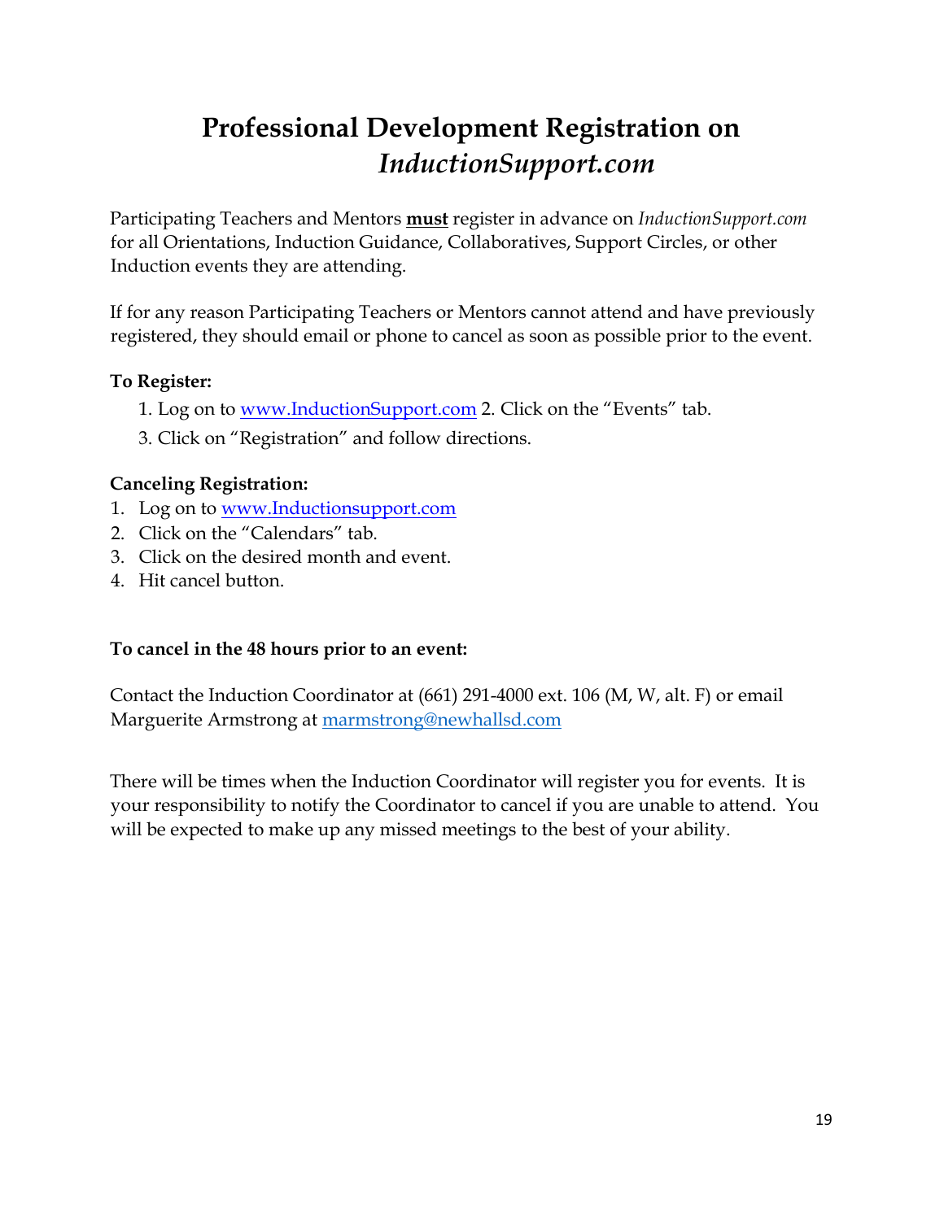# Professional Development Registration on *InductionSupport.com*

Participating Teachers and Mentors **<u>must</u>** register in advance on *InductionSupport.com* for all Orientations, Induction Guidance, Collaboratives, Support Circles, or other Induction events they are attending.

If for any reason Participating Teachers or Mentors cannot attend and have previously registered, they should email or phone to cancel as soon as possible prior to the event.

**To Register:**

1. Log on to [www.InductionSupport.com](http://www.InductionSupport.com) 2. Click on the "Events" tab.
3. Click on "Registration" and follow directions.

**Canceling Registration:**

1. Log on to [www.Inductionsupport.com](http://www.Inductionsupport.com)
2. Click on the "Calendars" tab.
3. Click on the desired month and event.
4. Hit cancel button.

**To cancel in the 48 hours prior to an event:**

Contact the Induction Coordinator at (661) 291-4000 ext. 106 (M, W, alt. F) or email Marguerite Armstrong at [marmstrong@newhallsd.com](mailto:marmstrong@newhallsd.com)

There will be times when the Induction Coordinator will register you for events. It is your responsibility to notify the Coordinator to cancel if you are unable to attend. You will be expected to make up any missed meetings to the best of your ability.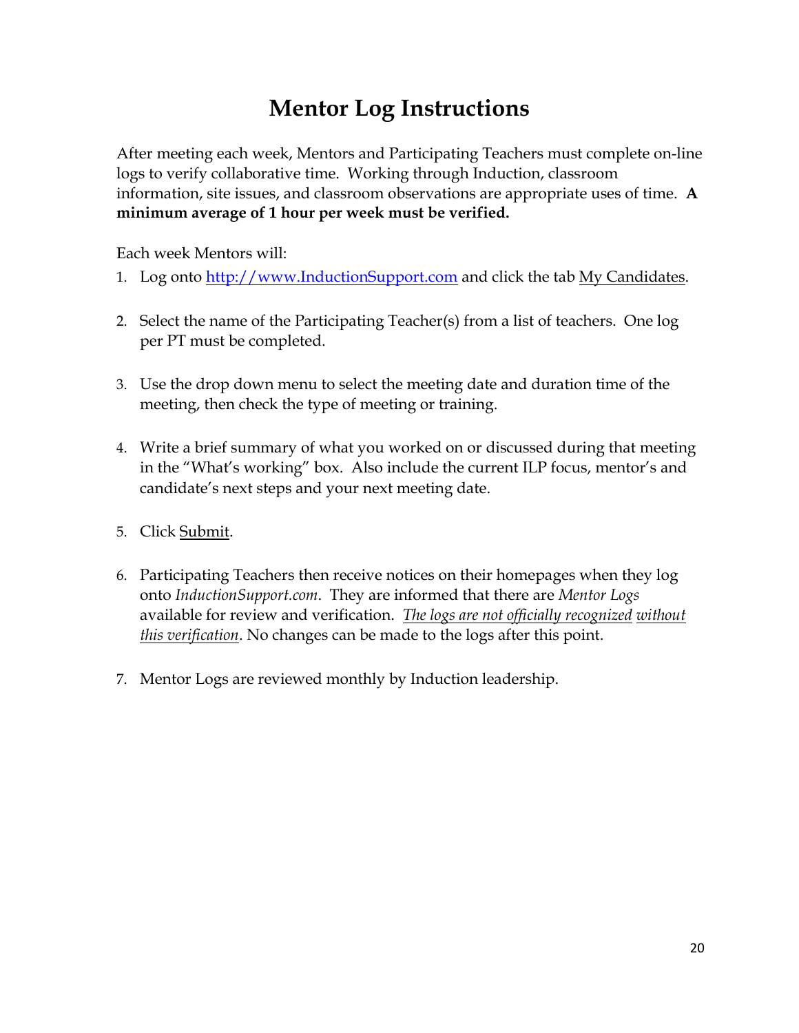# Mentor Log Instructions

After meeting each week, Mentors and Participating Teachers must complete on-line logs to verify collaborative time. Working through Induction, classroom information, site issues, and classroom observations are appropriate uses of time. **A minimum average of 1 hour per week must be verified.**

Each week Mentors will:

1. Log onto [http://www.InductionSupport.com](http://www.InductionSupport.com) and click the tab My Candidates.
2. Select the name of the Participating Teacher(s) from a list of teachers. One log per PT must be completed.
3. Use the drop down menu to select the meeting date and duration time of the meeting, then check the type of meeting or training.
4. Write a brief summary of what you worked on or discussed during that meeting in the "What's working" box. Also include the current ILP focus, mentor's and candidate's next steps and your next meeting date.
5. Click Submit.
6. Participating Teachers then receive notices on their homepages when they log onto *InductionSupport.com*. They are informed that there are *Mentor Logs* available for review and verification. *The logs are not officially recognized without this verification*. No changes can be made to the logs after this point.
7. Mentor Logs are reviewed monthly by Induction leadership.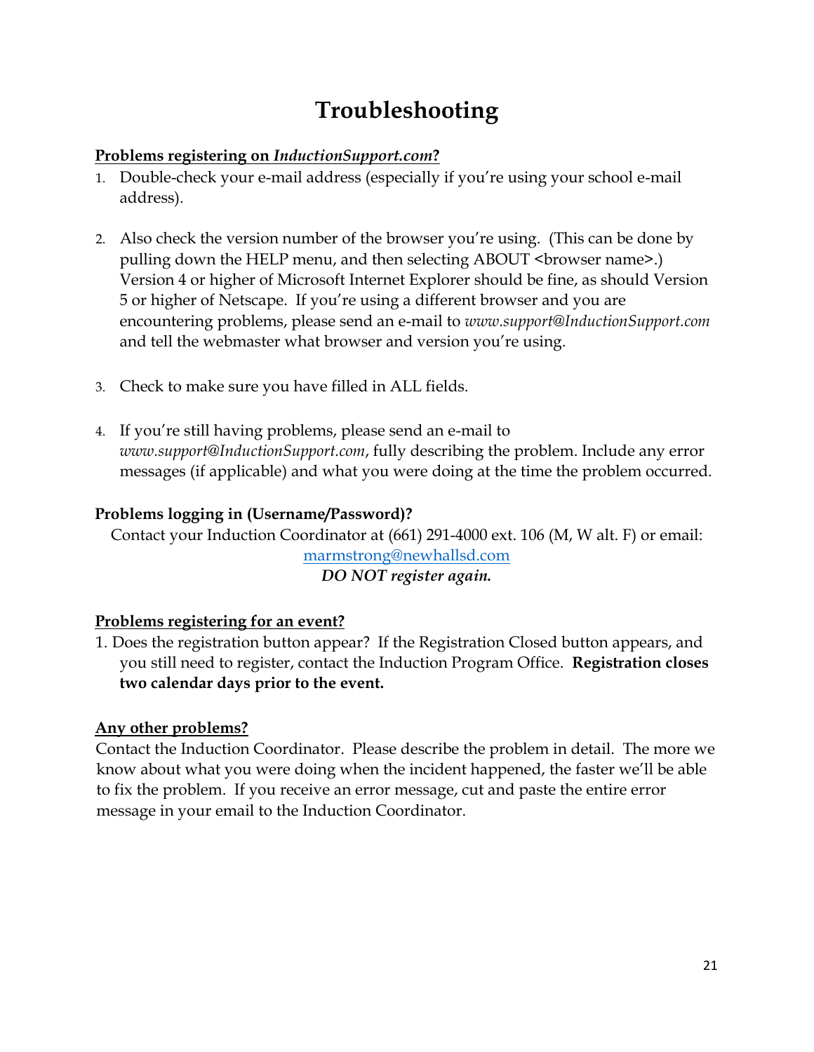# Troubleshooting

**Problems registering on *InductionSupport.com*?**

1. Double-check your e-mail address (especially if you're using your school e-mail address).

2. Also check the version number of the browser you're using. (This can be done by pulling down the HELP menu, and then selecting ABOUT <browser name>.) Version 4 or higher of Microsoft Internet Explorer should be fine, as should Version 5 or higher of Netscape. If you're using a different browser and you are encountering problems, please send an e-mail to *www.support@InductionSupport.com* and tell the webmaster what browser and version you're using.

3. Check to make sure you have filled in ALL fields.

4. If you're still having problems, please send an e-mail to *www.support@InductionSupport.com*, fully describing the problem. Include any error messages (if applicable) and what you were doing at the time the problem occurred.

**Problems logging in (Username/Password)?**

Contact your Induction Coordinator at (661) 291-4000 ext. 106 (M, W alt. F) or email: marmstrong@newhallsd.com

***DO NOT register again.***

**Problems registering for an event?**

1. Does the registration button appear? If the Registration Closed button appears, and you still need to register, contact the Induction Program Office. **Registration closes two calendar days prior to the event.**

**Any other problems?**

Contact the Induction Coordinator. Please describe the problem in detail. The more we know about what you were doing when the incident happened, the faster we'll be able to fix the problem. If you receive an error message, cut and paste the entire error message in your email to the Induction Coordinator.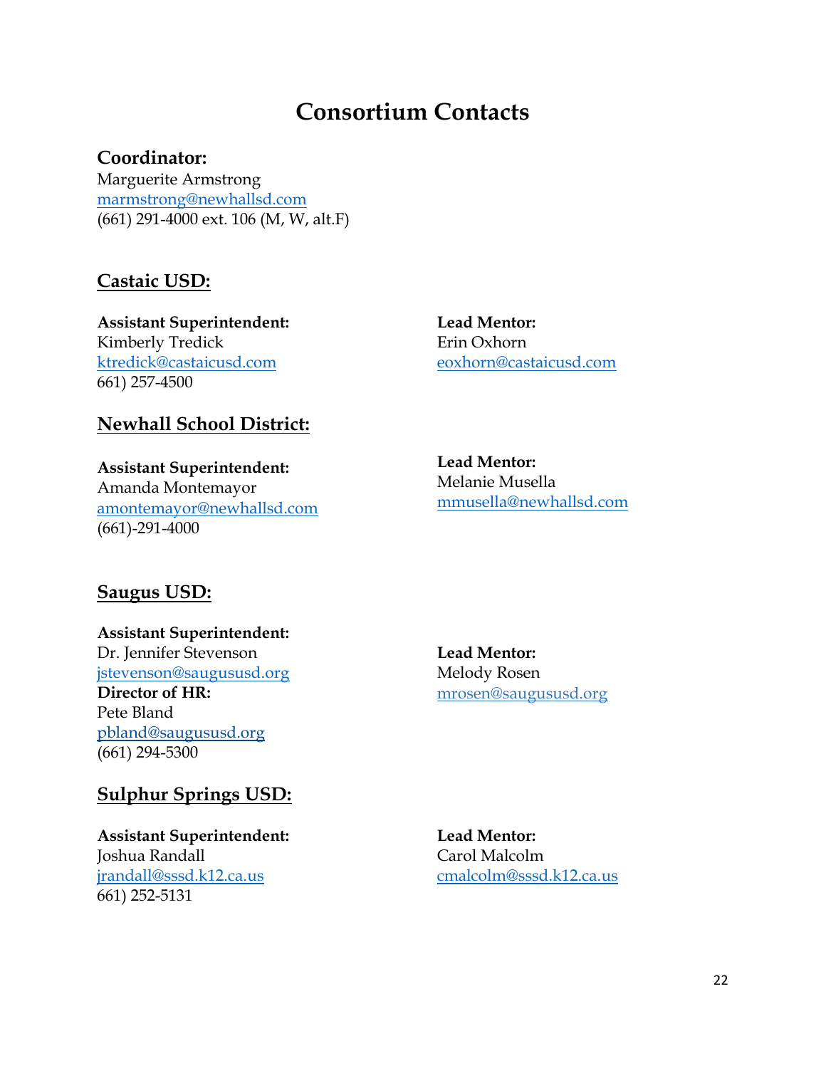# Consortium Contacts

**Coordinator:**
Marguerite Armstrong
marmstrong@newhallsd.com
(661) 291-4000 ext. 106 (M, W, alt.F)

## Castaic USD:

**Assistant Superintendent:**
Kimberly Tredick
ktredick@castaicusd.com
661) 257-4500

**Lead Mentor:**
Erin Oxhorn
eoxhorn@castaicusd.com

## Newhall School District:

**Assistant Superintendent:**
Amanda Montemayor
amontemayor@newhallsd.com
(661)-291-4000

**Lead Mentor:**
Melanie Musella
mmusella@newhallsd.com

## Saugus USD:

**Assistant Superintendent:**
Dr. Jennifer Stevenson
jstevenson@saugususd.org

**Director of HR:**
Pete Bland
pbland@saugususd.org
(661) 294-5300

**Lead Mentor:**
Melody Rosen
mrosen@saugususd.org

## Sulphur Springs USD:

**Assistant Superintendent:**
Joshua Randall
jrandall@sssd.k12.ca.us
661) 252-5131

**Lead Mentor:**
Carol Malcolm
cmalcolm@sssd.k12.ca.us